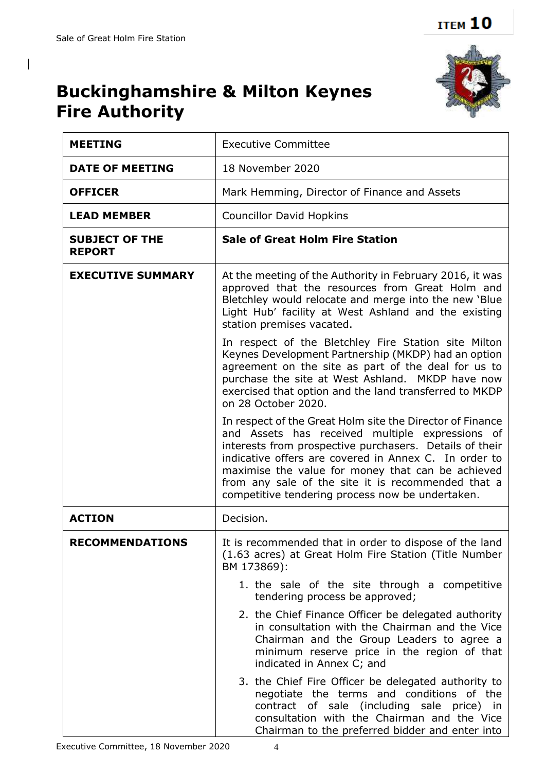ITEM 10

# Buckinghamshire & Milton Keynes Fire Authority

| | |
|---|---|
| **MEETING** | Executive Committee |
| **DATE OF MEETING** | 18 November 2020 |
| **OFFICER** | Mark Hemming, Director of Finance and Assets |
| **LEAD MEMBER** | Councillor David Hopkins |
| **SUBJECT OF THE REPORT** | **Sale of Great Holm Fire Station** |
| **EXECUTIVE SUMMARY** | At the meeting of the Authority in February 2016, it was approved that the resources from Great Holm and Bletchley would relocate and merge into the new 'Blue Light Hub' facility at West Ashland and the existing station premises vacated.<br><br>In respect of the Bletchley Fire Station site Milton Keynes Development Partnership (MKDP) had an option agreement on the site as part of the deal for us to purchase the site at West Ashland. MKDP have now exercised that option and the land transferred to MKDP on 28 October 2020.<br><br>In respect of the Great Holm site the Director of Finance and Assets has received multiple expressions of interests from prospective purchasers. Details of their indicative offers are covered in Annex C. In order to maximise the value for money that can be achieved from any sale of the site it is recommended that a competitive tendering process now be undertaken. |
| **ACTION** | Decision. |
| **RECOMMENDATIONS** | It is recommended that in order to dispose of the land (1.63 acres) at Great Holm Fire Station (Title Number BM 173869):<br><br>1. the sale of the site through a competitive tendering process be approved;<br><br>2. the Chief Finance Officer be delegated authority in consultation with the Chairman and the Vice Chairman and the Group Leaders to agree a minimum reserve price in the region of that indicated in Annex C; and<br><br>3. the Chief Fire Officer be delegated authority to negotiate the terms and conditions of the contract of sale (including sale price) in consultation with the Chairman and the Vice Chairman to the preferred bidder and enter into |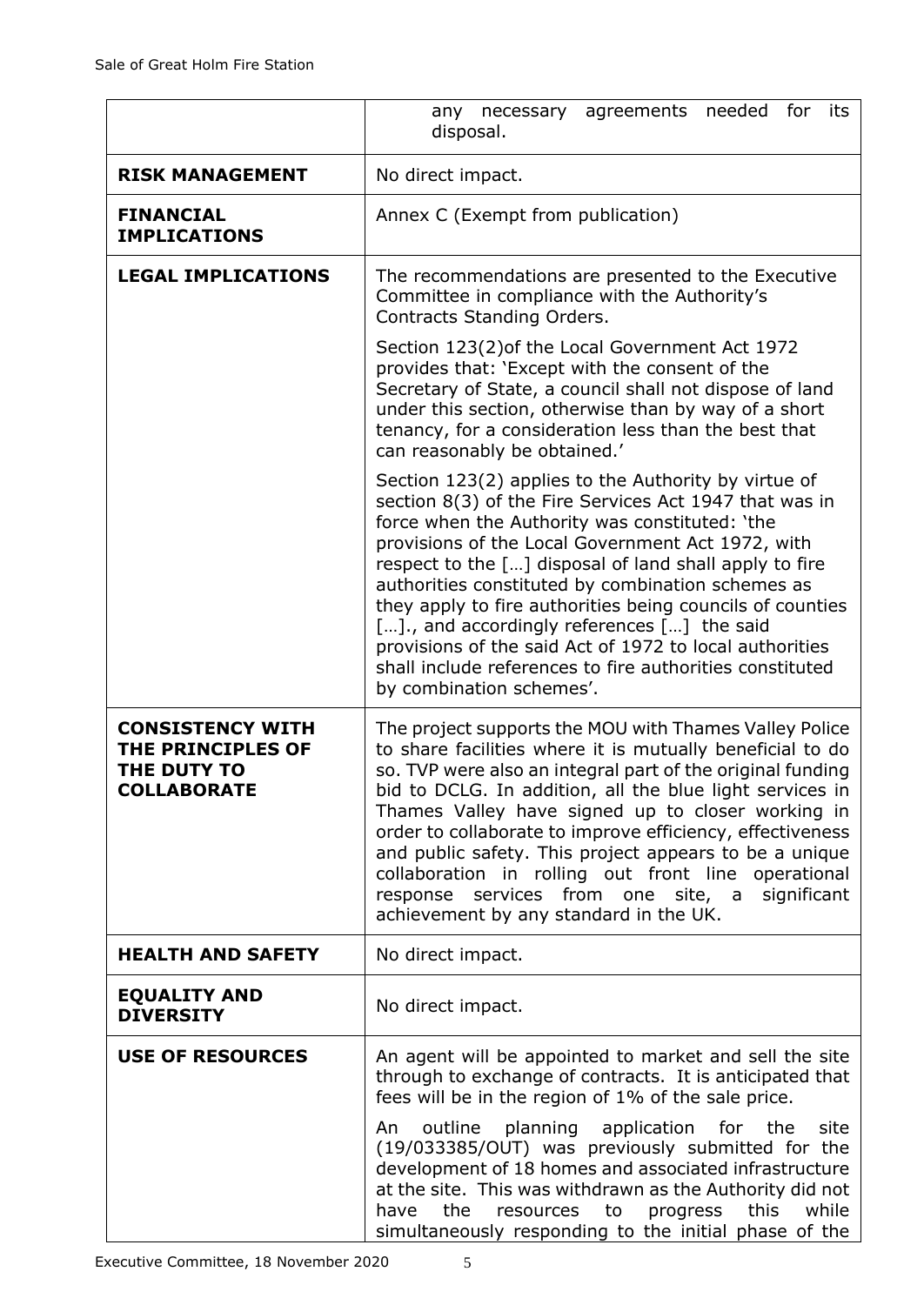| | |
|---|---|
| | any necessary agreements needed for its disposal. |
| **RISK MANAGEMENT** | No direct impact. |
| **FINANCIAL IMPLICATIONS** | Annex C (Exempt from publication) |
| **LEGAL IMPLICATIONS** | The recommendations are presented to the Executive Committee in compliance with the Authority's Contracts Standing Orders.<br><br>Section 123(2)of the Local Government Act 1972 provides that: 'Except with the consent of the Secretary of State, a council shall not dispose of land under this section, otherwise than by way of a short tenancy, for a consideration less than the best that can reasonably be obtained.'<br><br>Section 123(2) applies to the Authority by virtue of section 8(3) of the Fire Services Act 1947 that was in force when the Authority was constituted: 'the provisions of the Local Government Act 1972, with respect to the […] disposal of land shall apply to fire authorities constituted by combination schemes as they apply to fire authorities being councils of counties […]., and accordingly references […] the said provisions of the said Act of 1972 to local authorities shall include references to fire authorities constituted by combination schemes'. |
| **CONSISTENCY WITH THE PRINCIPLES OF THE DUTY TO COLLABORATE** | The project supports the MOU with Thames Valley Police to share facilities where it is mutually beneficial to do so. TVP were also an integral part of the original funding bid to DCLG. In addition, all the blue light services in Thames Valley have signed up to closer working in order to collaborate to improve efficiency, effectiveness and public safety. This project appears to be a unique collaboration in rolling out front line operational response services from one site, a significant achievement by any standard in the UK. |
| **HEALTH AND SAFETY** | No direct impact. |
| **EQUALITY AND DIVERSITY** | No direct impact. |
| **USE OF RESOURCES** | An agent will be appointed to market and sell the site through to exchange of contracts. It is anticipated that fees will be in the region of 1% of the sale price.<br><br>An outline planning application for the site (19/033385/OUT) was previously submitted for the development of 18 homes and associated infrastructure at the site. This was withdrawn as the Authority did not have the resources to progress this while simultaneously responding to the initial phase of the |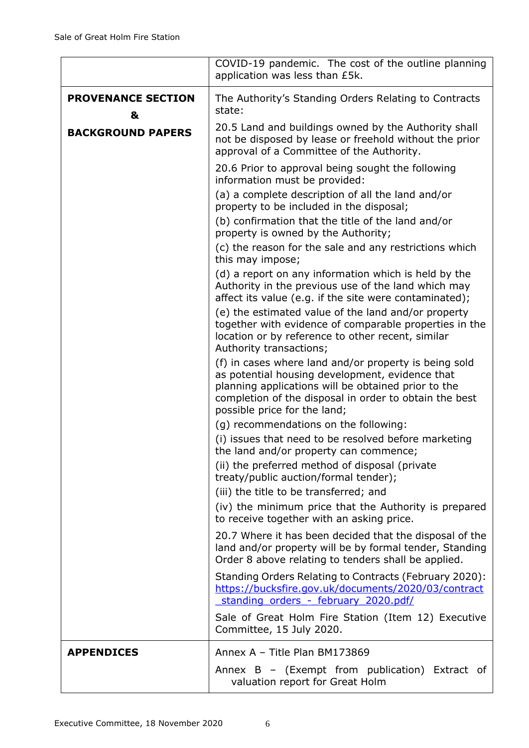| | |
|---|---|
| | COVID-19 pandemic. The cost of the outline planning application was less than £5k. |
| **PROVENANCE SECTION & BACKGROUND PAPERS** | The Authority's Standing Orders Relating to Contracts state:<br><br>20.5 Land and buildings owned by the Authority shall not be disposed by lease or freehold without the prior approval of a Committee of the Authority.<br><br>20.6 Prior to approval being sought the following information must be provided:<br>(a) a complete description of all the land and/or property to be included in the disposal;<br>(b) confirmation that the title of the land and/or property is owned by the Authority;<br>(c) the reason for the sale and any restrictions which this may impose;<br>(d) a report on any information which is held by the Authority in the previous use of the land which may affect its value (e.g. if the site were contaminated);<br>(e) the estimated value of the land and/or property together with evidence of comparable properties in the location or by reference to other recent, similar Authority transactions;<br>(f) in cases where land and/or property is being sold as potential housing development, evidence that planning applications will be obtained prior to the completion of the disposal in order to obtain the best possible price for the land;<br>(g) recommendations on the following:<br>(i) issues that need to be resolved before marketing the land and/or property can commence;<br>(ii) the preferred method of disposal (private treaty/public auction/formal tender);<br>(iii) the title to be transferred; and<br>(iv) the minimum price that the Authority is prepared to receive together with an asking price.<br><br>20.7 Where it has been decided that the disposal of the land and/or property will be by formal tender, Standing Order 8 above relating to tenders shall be applied.<br><br>Standing Orders Relating to Contracts (February 2020): https://bucksfire.gov.uk/documents/2020/03/contract_standing_orders_-_february_2020.pdf/<br><br>Sale of Great Holm Fire Station (Item 12) Executive Committee, 15 July 2020. |
| **APPENDICES** | Annex A – Title Plan BM173869<br><br>Annex B – (Exempt from publication) Extract of valuation report for Great Holm |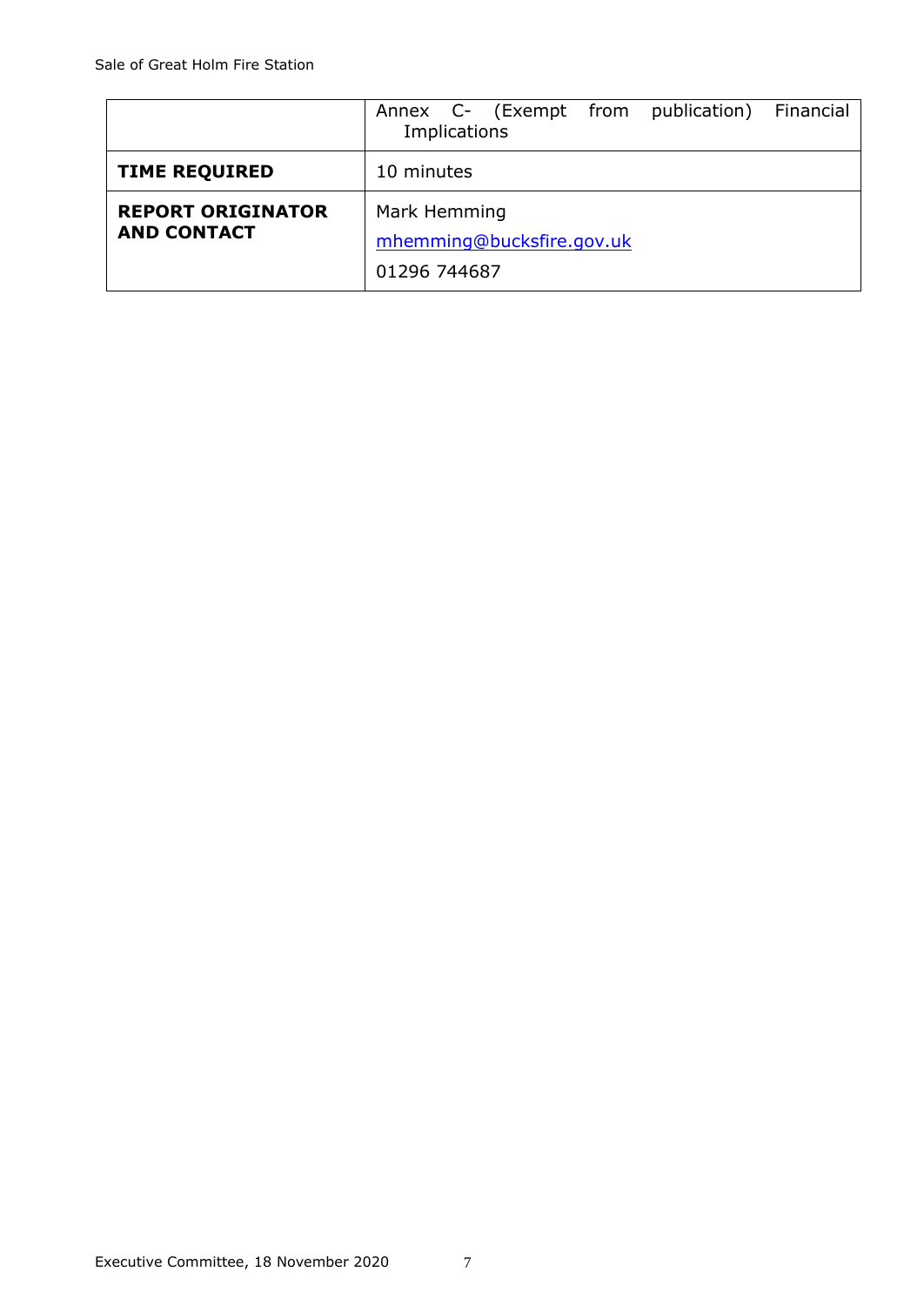|  |  |
| --- | --- |
|  | Annex C- (Exempt from publication) Financial Implications |
| **TIME REQUIRED** | 10 minutes |
| **REPORT ORIGINATOR AND CONTACT** | Mark Hemming<br>mhemming@bucksfire.gov.uk<br>01296 744687 |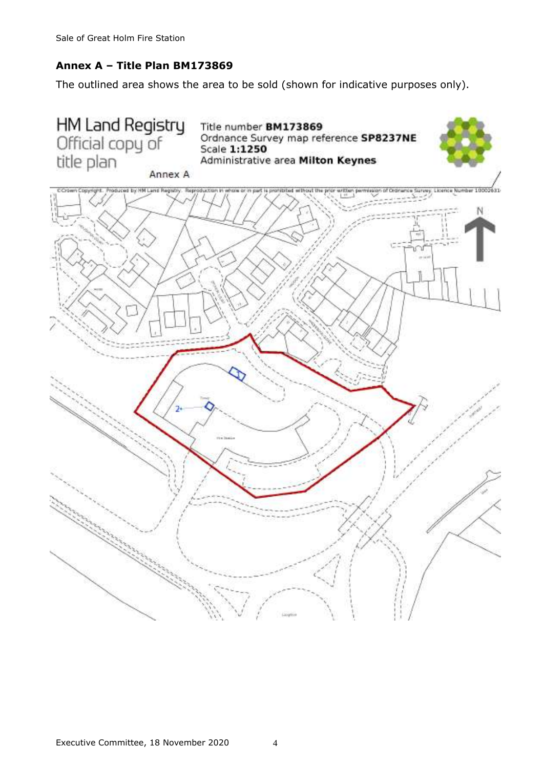## Annex A – Title Plan BM173869

The outlined area shows the area to be sold (shown for indicative purposes only).

HM Land Registry
Official copy of title plan

Annex A

Title number **BM173869**
Ordnance Survey map reference **SP8237NE**
Scale **1:1250**
Administrative area **Milton Keynes**

©Crown Copyright. Produced by HM Land Registry. Reproduction in whole or in part is prohibited without the prior written permission of Ordnance Survey. Licence Number 100026316

N

1

2

Fire Station